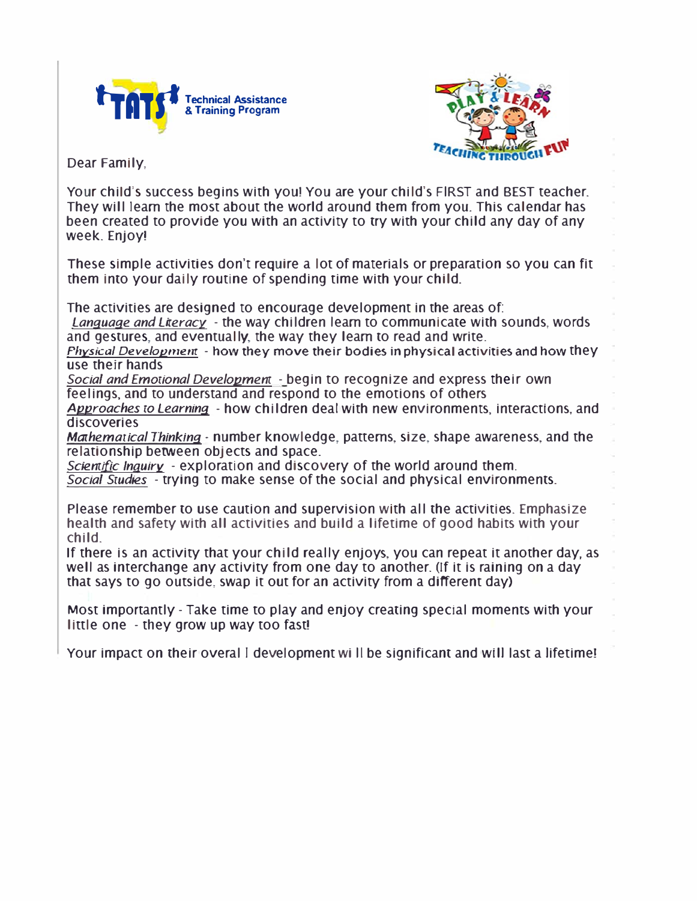TATS Technical Assistance & Training Program

PLAY & LEARN TEACHING THROUGH FUN

Dear Family,

Your child's success begins with you! You are your child's FIRST and BEST teacher. They will learn the most about the world around them from you. This calendar has been created to provide you with an activity to try with your child any day of any week. Enjoy!

These simple activities don't require a lot of materials or preparation so you can fit them into your daily routine of spending time with your child.

The activities are designed to encourage development in the areas of:

*Language and Literacy* - the way children learn to communicate with sounds, words and gestures, and eventually, the way they learn to read and write.
*Physical Development* - how they move their bodies in physical activities and how they use their hands
*Social and Emotional Development* - begin to recognize and express their own feelings, and to understand and respond to the emotions of others
*Approaches to Learning* - how children deal with new environments, interactions, and discoveries
*Mathematical Thinking* - number knowledge, patterns, size, shape awareness, and the relationship between objects and space.
*Scientific Inquiry* - exploration and discovery of the world around them.
*Social Studies* - trying to make sense of the social and physical environments.

Please remember to use caution and supervision with all the activities. Emphasize health and safety with all activities and build a lifetime of good habits with your child.
If there is an activity that your child really enjoys, you can repeat it another day, as well as interchange any activity from one day to another. (If it is raining on a day that says to go outside, swap it out for an activity from a different day)

Most importantly - Take time to play and enjoy creating special moments with your little one - they grow up way too fast!

Your impact on their overall development will be significant and will last a lifetime!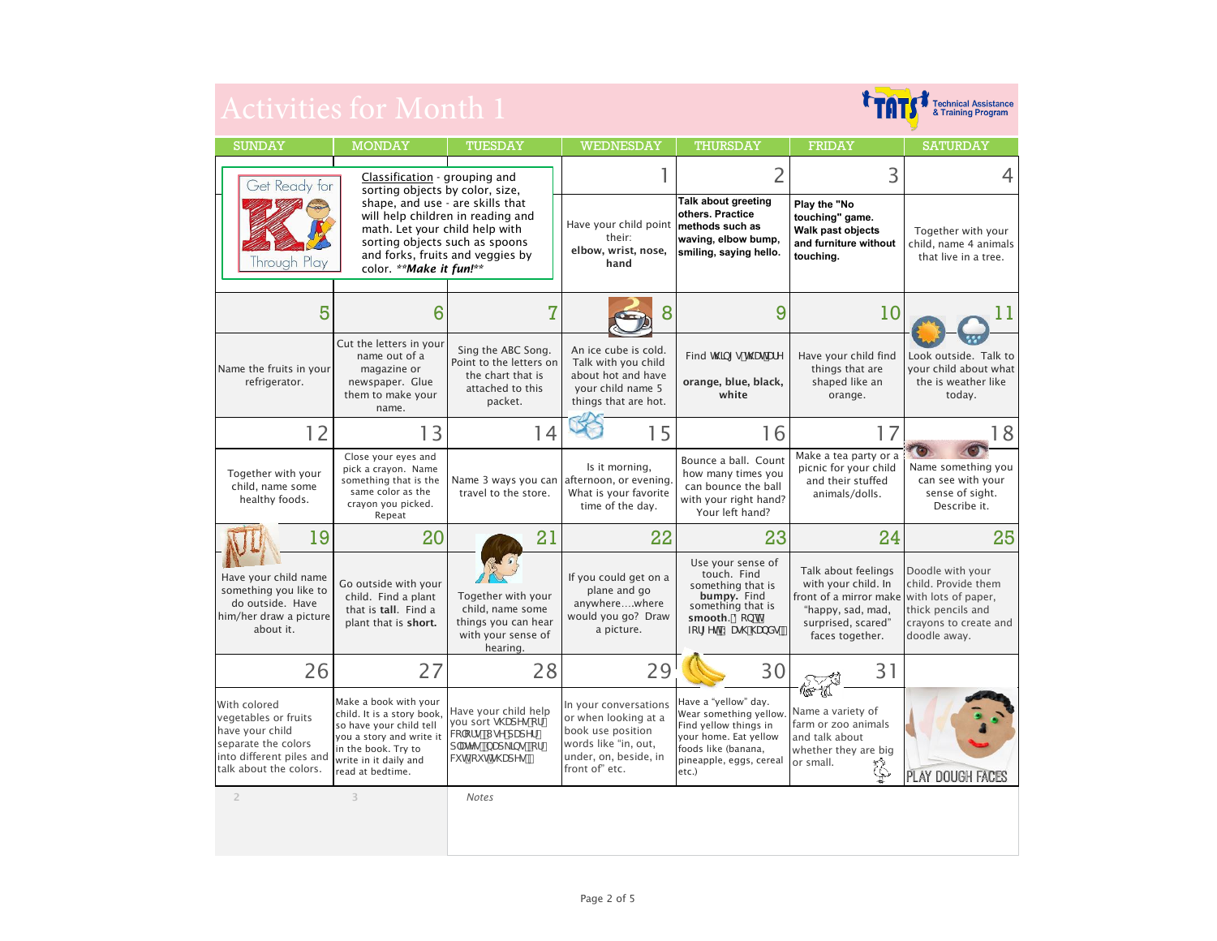# Activities for Month 1

Technical Assistance & Training Program

| SUNDAY | MONDAY | TUESDAY | WEDNESDAY | THURSDAY | FRIDAY | SATURDAY |
|---|---|---|---|---|---|---|
| Get Ready for K Through Play | Classification - grouping and sorting objects by color, size, shape, and use - are skills that will help children in reading and math. Let your child help with sorting objects such as spoons and forks, fruits and veggies by color. ***Make it fun!*** | | **1** Have your child point their: **elbow, wrist, nose, hand** | **2** **Talk about greeting others. Practice methods such as waving, elbow bump, smiling, saying hello.** | **3** **Play the "No touching" game. Walk past objects and furniture without touching.** | **4** Together with your child, name 4 animals that live in a tree. |
| **5** Name the fruits in your refrigerator. | **6** Cut the letters in your name out of a magazine or newspaper. Glue them to make your name. | **7** Sing the ABC Song. Point to the letters on the chart that is attached to this packet. | **8** An ice cube is cold. Talk with you child about hot and have your child name 5 things that are hot. | **9** Find things that are **orange, blue, black, white** | **10** Have your child find things that are shaped like an orange. | **11** Look outside. Talk to your child about what the is weather like today. |
| **12** Together with your child, name some healthy foods. | **13** Close your eyes and pick a crayon. Name something that is the same color as the crayon you picked. Repeat | **14** Name 3 ways you can travel to the store. | **15** Is it morning, afternoon, or evening. What is your favorite time of the day. | **16** Bounce a ball. Count how many times you can bounce the ball with your right hand? Your left hand? | **17** Make a tea party or a picnic for your child and their stuffed animals/dolls. | **18** Name something you can see with your sense of sight. Describe it. |
| **19** Have your child name something you like to do outside. Have him/her draw a picture about it. | **20** Go outside with your child. Find a plant that is **tall**. Find a plant that is **short.** | **21** Together with your child, name some things you can hear with your sense of hearing. | **22** If you could get on a plane and go anywhere….where would you go? Draw a picture. | **23** Use your sense of touch. Find something that is **bumpy.** Find something that is **smooth.** (on the floor, your hands) | **24** Talk about feelings with your child. In front of a mirror make "happy, sad, mad, surprised, scared" faces together. | **25** Doodle with your child. Provide them with lots of paper, thick pencils and crayons to create and doodle away. |
| **26** With colored vegetables or fruits have your child separate the colors into different piles and talk about the colors. | **27** Make a book with your child. It is a story book, so have your child tell you a story and write it in the book. Try to write in it daily and read at bedtime. | **28** Have your child help you sort shapes or colors (paper plates, napkins, or cut-out shapes). | **29** In your conversations or when looking at a book use position words like "in, out, under, on, beside, in front of" etc. | **30** Have a "yellow" day. Wear something yellow. Find yellow things in your home. Eat yellow foods like (banana, pineapple, eggs, cereal etc.) | **31** Name a variety of farm or zoo animals and talk about whether they are big or small. | PLAY DOUGH FACES |

| 2 | 3 | Notes |
|---|---|---|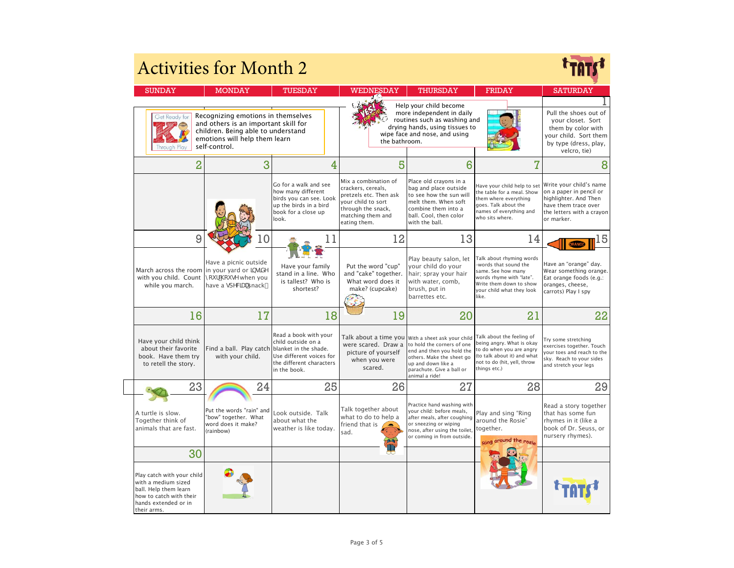# Activities for Month 2

| SUNDAY | MONDAY | TUESDAY | WEDNESDAY | THURSDAY | FRIDAY | SATURDAY |
|---|---|---|---|---|---|---|
| Recognizing emotions in themselves and others is an important skill for children. Being able to understand emotions will help them learn self-control. | | | Help your child become more independent in daily routines such as washing and drying hands, using tissues to wipe face and nose, and using the bathroom. | | | 1 Pull the shoes out of your closet. Sort them by color with your child. Sort them by type (dress, play, velcro, tie) |
| 2 | 3 | 4 Go for a walk and see how many different birds you can see. Look up the birds in a bird book for a close up look. | 5 Mix a combination of crackers, cereals, pretzels etc. Then ask your child to sort through the snack, matching them and eating them. | 6 Place old crayons in a bag and place outside to see how the sun will melt them. When soft combine them into a ball. Cool, then color with the ball. | 7 Have your child help to set the table for a meal. Show them where everything goes. Talk about the names of everything and who sits where. | 8 Write your child's name on a paper in pencil or highlighter. And Then have them trace over the letters with a crayon or marker. |
| 9 March across the room with you child. Count while you march. | 10 Have a picnic outside in your yard or inside your house when you have a special snack. | 11 Have your family stand in a line. Who is tallest? Who is shortest? | 12 Put the word "cup" and "cake" together. What word does it make? (cupcake) | 13 Play beauty salon, let your child do your hair; spray your hair with water, comb, brush, put in barrettes etc. | 14 Talk about rhyming words -words that sound the same. See how many words rhyme with "late". Write them down to show your child what they look like. | 15 Have an "orange" day. Wear something orange. Eat orange foods (e.g.: oranges, cheese, carrots) Play I spy |
| 16 Have your child think about their favorite book. Have them try to retell the story. | 17 Find a ball. Play catch with your child. | 18 Read a book with your child outside on a blanket in the shade. Use different voices for the different characters in the book. | 19 Talk about a time you were scared. Draw a picture of yourself when you were scared. | 20 With a sheet ask your child to hold the corners of one end and then you hold the others. Make the sheet go up and down like a parachute. Give a ball or animal a ride! | 21 Talk about the feeling of being angry. What is okay to do when you are angry (to talk about it) and what not to do (hit, yell, throw things etc.) | 22 Try some stretching exercises together. Touch your toes and reach to the sky. Reach to your sides and stretch your legs |
| 23 A turtle is slow. Together think of animals that are fast. | 24 Put the words "rain" and "bow" together. What word does it make? (rainbow) | 25 Look outside. Talk about what the weather is like today. | 26 Talk together about what to do to help a friend that is sad. | 27 Practice hand washing with your child: before meals, after meals, after coughing or sneezing or wiping nose, after using the toilet, or coming in from outside. | 28 Play and sing "Ring around the Rosie" together. | 29 Read a story together that has some fun rhymes in it (like a book of Dr. Seuss, or nursery rhymes). |
| 30 Play catch with your child with a medium sized ball. Help them learn how to catch with their hands extended or in their arms. | | | | | | |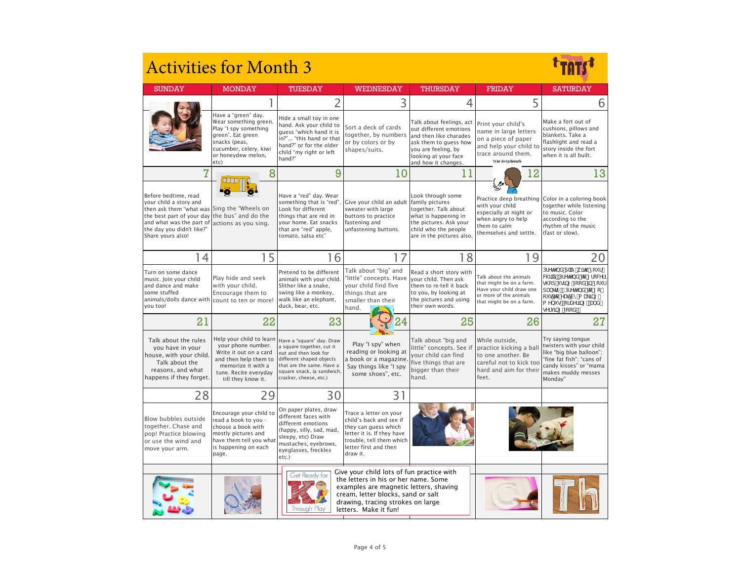# Activities for Month 3

| SUNDAY | MONDAY | TUESDAY | WEDNESDAY | THURSDAY | FRIDAY | SATURDAY |
|---|---|---|---|---|---|---|
| | 1 | 2 | 3 | 4 | 5 | 6 |
| | Have a "green" day. Wear something green. Play "I spy something green". Eat green snacks (peas, cucumber, celery, kiwi or honeydew melon, etc) | Hide a small toy in one hand. Ask your child to guess "which hand it is in?"... "this hand or that hand?" or for the older child "my right or left hand?" | Sort a deck of cards together, by numbers or by colors or by shapes/suits. | Talk about feelings, act out different emotions and then like charades ask them to guess how you are feeling, by looking at your face and how it changes. | Print your child's name in large letters on a piece of paper and help your child to trace around them. | Make a fort out of cushions, pillows and blankets. Take a flashlight and read a story inside the fort when it is all built. |
| 7 | 8 | 9 | 10 | 11 | 12 | 13 |
| Before bedtime, read your child a story and then ask them "what was the best part of your day and what was the part of the day you didn't like?" Share yours also! | Sing the "Wheels on the bus" and do the actions as you sing. | Have a "red" day. Wear something that is "red". Look for different things that are red in your home. Eat snacks that are "red" apple, tomato, salsa etc" | Give your child an adult sweater with large buttons to practice fastening and unfastening buttons. | Look through some family pictures together. Talk about what is happening in the pictures. Ask your child who the people are in the pictures also. | Practice deep breathing with your child especially at night or when angry to help them to calm themselves and settle. | Color in a coloring book together while listening to music. Color according to the rhythm of the music (fast or slow). |
| 14 | 15 | 16 | 17 | 18 | 19 | 20 |
| Turn on some dance music. Join your child and dance and make some stuffed animals/dolls dance with you too! | Play hide and seek with your child. Encourage them to count to ten or more! | Pretend to be different animals with your child. Slither like a snake, swing like a monkey, walk like an elephant, duck, bear, etc. | Talk about "big" and "little" concepts. Have your child find five things that are smaller than their hand. | Read a short story with your child. Then ask them to re-tell it back to you, by looking at the pictures and using their own words. | Talk about the animals that might be on a farm. Have your child draw one or more of the animals that might be on a farm. | 3UHWHQG SOD\ ZLWK \RXU FKLOG 3UHWHQG VWR RUHFHU VKRS XVLQJ RRG LQ \RXU SDQWU\ 3UHWHQG VWR R RXVWRPHUV HDVW\ PDNLQJ PHQXV RUGHULQJ DQG VHUYLQJ IRRG |
| 21 | 22 | 23 | 24 | 25 | 26 | 27 |
| Talk about the rules you have in your house, with your child. Talk about the reasons, and what happens if they forget. | Help your child to learn your phone number. Write it out on a card and then help them to memorize it with a tune. Recite everyday till they know it. | Have a "square" day. Draw a square together, cut it out and then look for different shaped objects that are the same. Have a square snack, (a sandwich, cracker, cheese, etc.) | Play "I spy" when reading or looking at a book or a magazine. Say things like "I spy some shoes", etc. | Talk about "big and little" concepts. See if your child can find five things that are bigger than their hand. | While outside, practice kicking a ball to one another. Be careful not to kick too hard and aim for their feet. | Try saying tongue twisters with your child like "big blue balloon"; "fine fat fish"; "cans of candy kisses" or "mama makes muddy messes Monday" |
| 28 | 29 | 30 | 31 | | | |
| Blow bubbles outside together. Chase and pop! Practice blowing or use the wind and move your arm. | Encourage your child to read a book to you - choose a book with mostly pictures and have them tell you what is happening on each page. | On paper plates, draw different faces with different emotions (happy, silly, sad, mad, sleepy, etc) Draw mustaches, eyebrows, freckles eyeglasses, etc.) | Trace a letter on your child's back and see if they can guess which letter it is. If they have trouble, tell them which letter first and then draw it. | | | |

Get Ready for K Through Play

Give your child lots of fun practice with the letters in his or her name. Some examples are magnetic letters, shaving cream, letter blocks, sand or salt drawing, tracing strokes on large letters. Make it fun!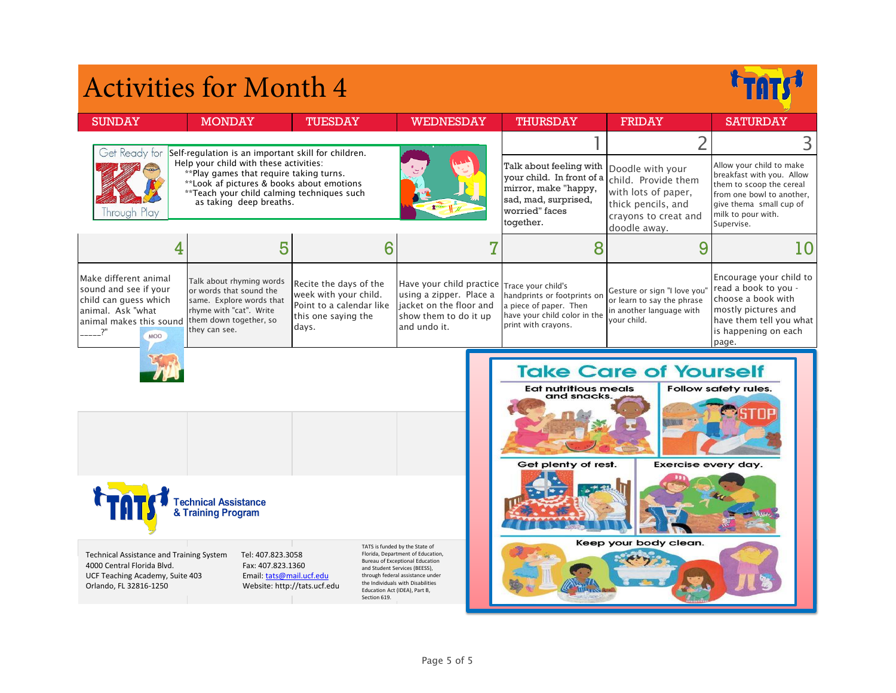# Activities for Month 4

| SUNDAY | MONDAY | TUESDAY | WEDNESDAY | THURSDAY | FRIDAY | SATURDAY |
|---|---|---|---|---|---|---|
| | | | | 1 | 2 | 3 |
| | | | | Talk about feeling with your child. In front of a mirror, make "happy, sad, mad, surprised, worried" faces together. | Doodle with your child. Provide them with lots of paper, thick pencils, and crayons to creat and doodle away. | Allow your child to make breakfast with you. Allow them to scoop the cereal from one bowl to another, give thema small cup of milk to pour with. Supervise. |
| 4 | 5 | 6 | 7 | 8 | 9 | 10 |
| Make different animal sound and see if your child can guess which animal. Ask "what animal makes this sound _____?" | Talk about rhyming words or words that sound the same. Explore words that rhyme with "cat". Write them down together, so they can see. | Recite the days of the week with your child. Point to a calendar like this one saying the days. | Have your child practice using a zipper. Place a jacket on the floor and show them to do it up and undo it. | Trace your child's handprints or footprints on a piece of paper. Then have your child color in the print with crayons. | Gesture or sign "I love you" or learn to say the phrase in another language with your child. | Encourage your child to read a book to you - choose a book with mostly pictures and have them tell you what is happening on each page. |

**Get Ready for K Through Play**

Self-regulation is an important skill for children. Help your child with these activities:

- **Play games that require taking turns.
- **Look af pictures & books about emotions
- **Teach your child calming techniques such as taking deep breaths.

## Take Care of Yourself

- Eat nutritious meals and snacks.
- Follow safety rules.
- Get plenty of rest.
- Exercise every day.
- Keep your body clean.

**Technical Assistance & Training Program**

Technical Assistance and Training System
4000 Central Florida Blvd.
UCF Teaching Academy, Suite 403
Orlando, FL 32816-1250

Tel: 407.823.3058
Fax: 407.823.1360
Email: tats@mail.ucf.edu
Website: http://tats.ucf.edu

TATS is funded by the State of Florida, Department of Education, Bureau of Exceptional Education and Student Services (BEESS), through federal assistance under the Individuals with Disabilities Education Act (IDEA), Part B, Section 619.